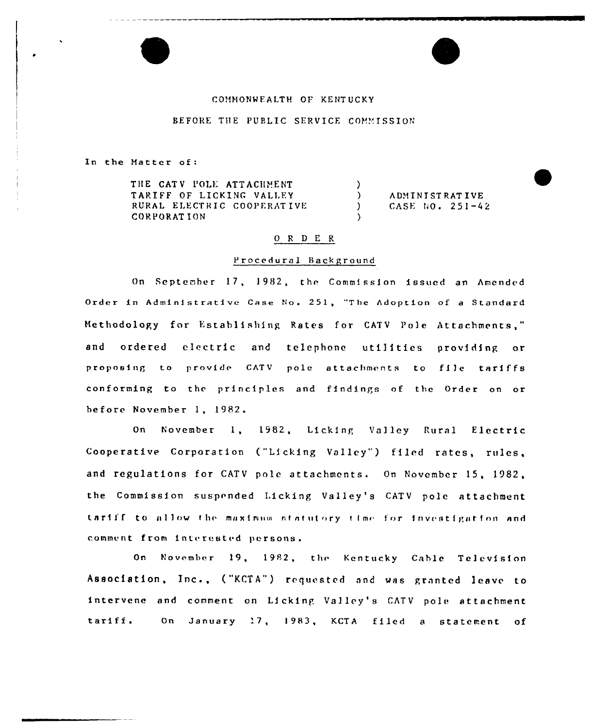COMMONWEALTH OF KENTUCKY

BEFORE THE PUBLIC SERVICE COMMISSION

In the Matter of:

| | | |
|---|---|---|
| THE CATV POLE ATTACHMENT TARIFF OF LICKING VALLEY RURAL ELECTRIC COOPERATIVE CORPORATION | ) ) ) ) | ADMINISTRATIVE CASE NO. 251-42 |

## O R D E R

### Procedural Background

On September 17, 1982, the Commission issued an Amended Order in Administrative Case No. 251, "The Adoption of a Standard Methodology for Establishing Rates for CATV Pole Attachments," and ordered electric and telephone utilities providing or proposing to provide CATV pole attachments to file tariffs conforming to the principles and findings of the Order on or before November 1, 1982.

On November 1, 1982, Licking Valley Rural Electric Cooperative Corporation ("Licking Valley") filed rates, rules, and regulations for CATV pole attachments. On November 15, 1982, the Commission suspended Licking Valley's CATV pole attachment tariff to allow the maximum statutory time for investigation and comment from interested persons.

On November 19, 1982, the Kentucky Cable Television Association, Inc., ("KCTA") requested and was granted leave to intervene and comment on Licking Valley's CATV pole attachment tariff. On January 17, 1983, KCTA filed a statement of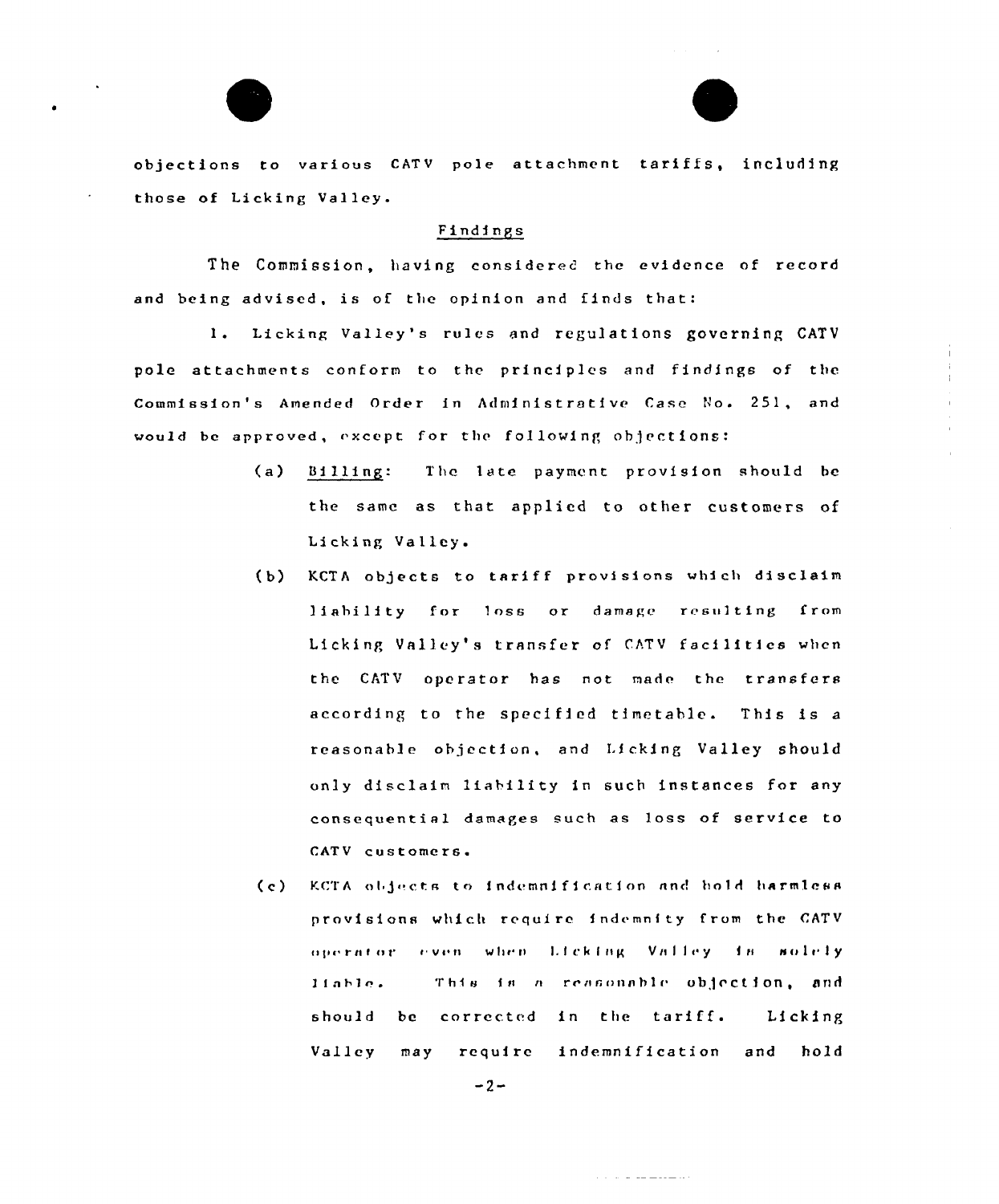objections to various CATV pole attachment tariffs, including those of Licking Valley.

## Findings

The Commission, having considered the evidence of record and being advised, is of the opinion and finds that:

1. Licking Valley's rules and regulations governing CATV pole attachments conform to the principles and findings of the Commission's Amended Order in Administrative Case No. 251, and would be approved, except for the following objections:

   (a) Billing: The late payment provision should be the same as that applied to other customers of Licking Valley.

   (b) KCTA objects to tariff provisions which disclaim liability for loss or damage resulting from Licking Valley's transfer of CATV facilities when the CATV operator has not made the transfers according to the specified timetable. This is a reasonable objection, and Licking Valley should only disclaim liability in such instances for any consequential damages such as loss of service to CATV customers.

   (c) KCTA objects to indemnification and hold harmless provisions which require indemnity from the CATV operator even when Licking Valley is solely liable. This is a reasonable objection, and should be corrected in the tariff. Licking Valley may require indemnification and hold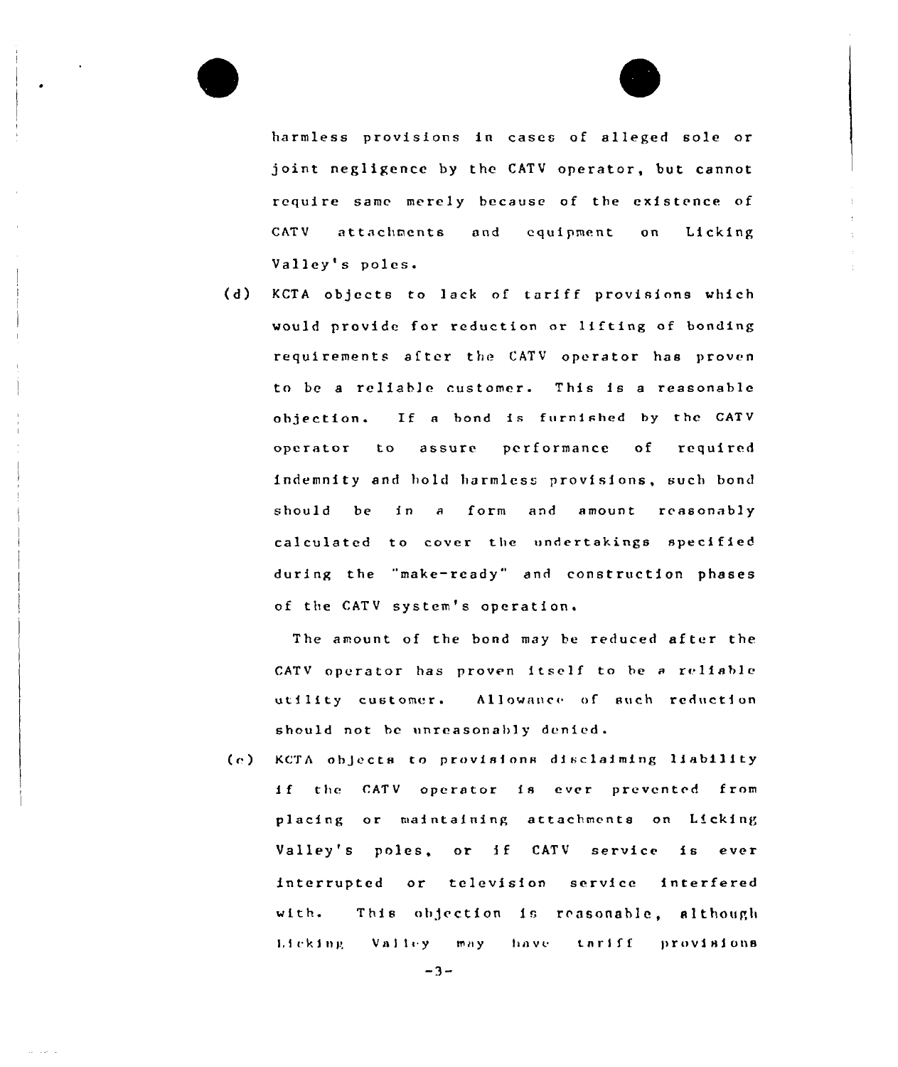harmless provisions in cases of alleged sole or joint negligence by the CATV operator, but cannot require same merely because of the existence of CATV attachments and equipment on Licking Valley's poles.

(d) KCTA objects to lack of tariff provisions which would provide for reduction or lifting of bonding requirements after the CATV operator has proven to be a reliable customer. This is a reasonable objection. If a bond is furnished by the CATV operator to assure performance of required indemnity and hold harmless provisions, such bond should be in a form and amount reasonably calculated to cover the undertakings specified during the "make-ready" and construction phases of the CATV system's operation.

 The amount of the bond may be reduced after the CATV operator has proven itself to be a reliable utility customer. Allowance of such reduction should not be unreasonably denied.

(e) KCTA objects to provisions disclaiming liability if the CATV operator is ever prevented from placing or maintaining attachments on Licking Valley's poles, or if CATV service is ever interrupted or television service interfered with. This objection is reasonable, although Licking Valley may have tariff provisions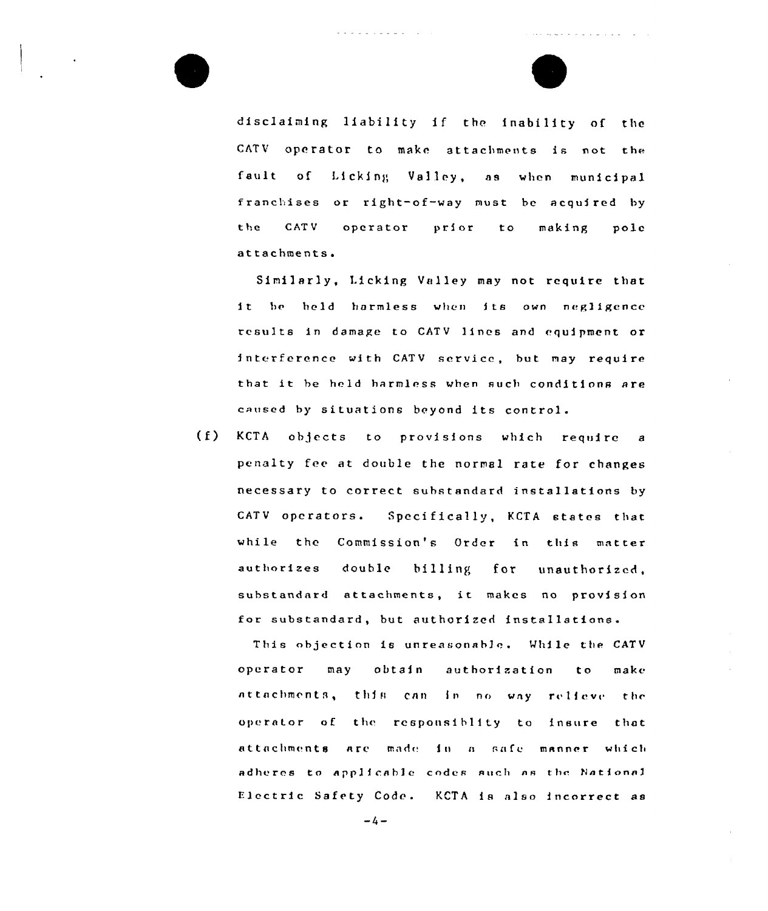disclaiming liability if the inability of the CATV operator to make attachments is not the fault of Licking Valley, as when municipal franchises or right-of-way must be acquired by the CATV operator prior to making pole attachments.

Similarly, Licking Valley may not require that it be held harmless when its own negligence results in damage to CATV lines and equipment or interference with CATV service, but may require that it be held harmless when such conditions are caused by situations beyond its control.

(f) KCTA objects to provisions which require a penalty fee at double the normal rate for changes necessary to correct substandard installations by CATV operators. Specifically, KCTA states that while the Commission's Order in this matter authorizes double billing for unauthorized, substandard attachments, it makes no provision for substandard, but authorized installations.

This objection is unreasonable. While the CATV operator may obtain authorization to make attachments, this can in no way relieve the operator of the responsiblity to insure that attachments are made in a safe manner which adheres to applicable codes such as the National Electric Safety Code. KCTA is also incorrect as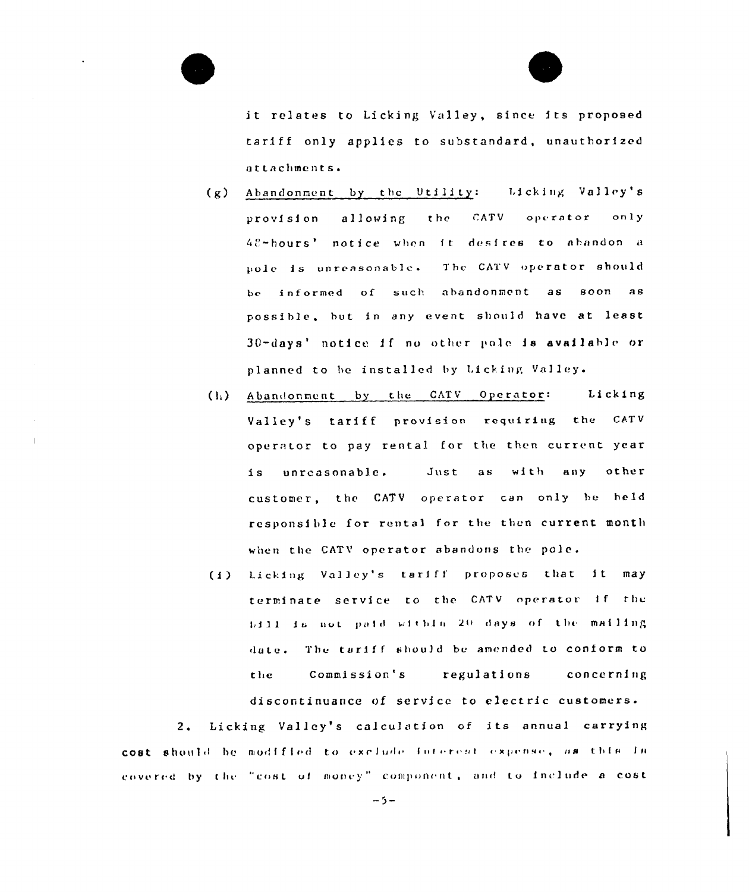it relates to Licking Valley, since its proposed tariff only applies to substandard, unauthorized attachments.

(g) Abandonment by the Utility: Licking Valley's provision allowing the CATV operator only 48-hours' notice when it desires to abandon a pole is unreasonable. The CATV operator should be informed of such abandonment as soon as possible, but in any event should have at least 30-days' notice if no other pole is available or planned to be installed by Licking Valley.

(h) Abandonment by the CATV Operator: Licking Valley's tariff provision requiring the CATV operator to pay rental for the then current year is unreasonable. Just as with any other customer, the CATV operator can only be held responsible for rental for the then current month when the CATV operator abandons the pole.

(i) Licking Valley's tariff proposes that it may terminate service to the CATV operator if the bill is not paid within 20 days of the mailing date. The tariff should be amended to conform to the Commission's regulations concerning discontinuance of service to electric customers.

2. Licking Valley's calculation of its annual carrying cost should be modified to exclude interest expense, as this is covered by the "cost of money" component, and to include a cost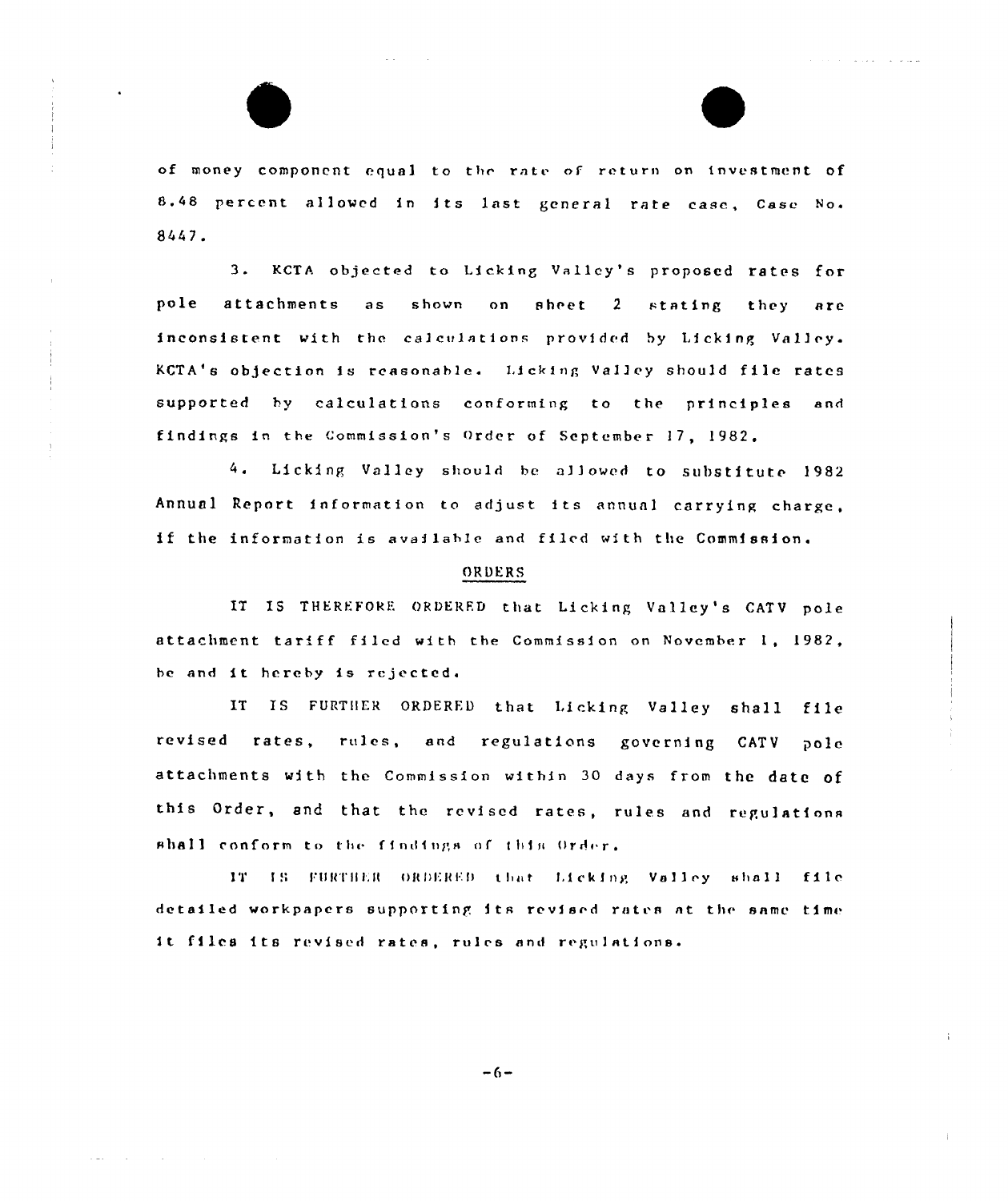of money component equal to the rate of return on investment of 8.48 percent allowed in its last general rate case, Case No. 8447.

3. KCTA objected to Licking Valley's proposed rates for pole attachments as shown on sheet 2 stating they are inconsistent with the calculations provided by Licking Valley. KCTA's objection is reasonable. Licking Valley should file rates supported by calculations conforming to the principles and findings in the Commission's Order of September 17, 1982.

4. Licking Valley should be allowed to substitute 1982 Annual Report information to adjust its annual carrying charge, if the information is available and filed with the Commission.

## ORDERS

IT IS THEREFORE ORDERED that Licking Valley's CATV pole attachment tariff filed with the Commission on November 1, 1982, be and it hereby is rejected.

IT IS FURTHER ORDERED that Licking Valley shall file revised rates, rules, and regulations governing CATV pole attachments with the Commission within 30 days from the date of this Order, and that the revised rates, rules and regulations shall conform to the findings of this Order.

IT IS FURTHER ORDERED that Licking Valley shall file detailed workpapers supporting its revised rates at the same time it files its revised rates, rules and regulations.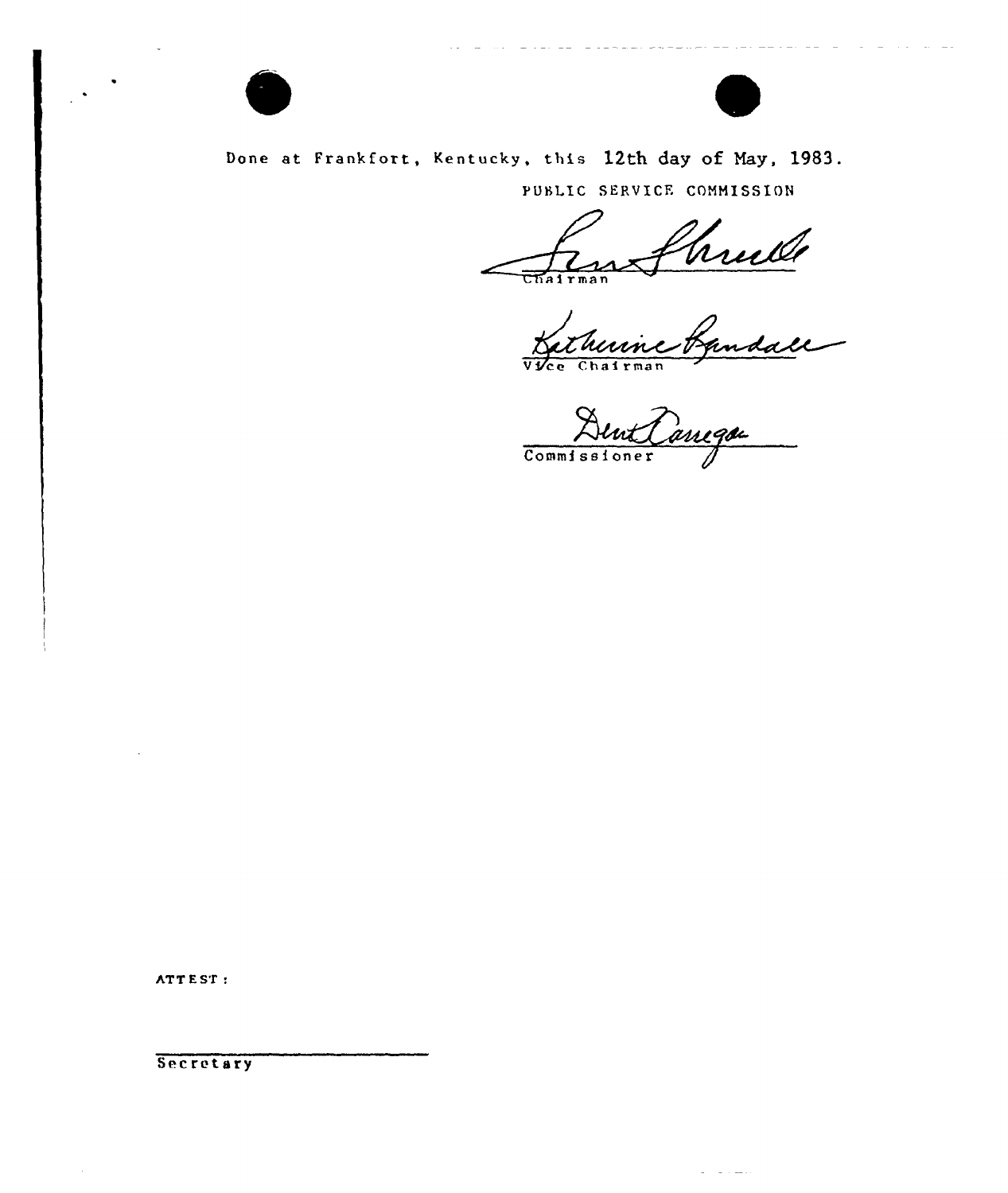Done at Frankfort, Kentucky, this 12th day of May, 1983.

PUBLIC SERVICE COMMISSION

Chairman

Vice Chairman

Commissioner

ATTEST:

Secretary